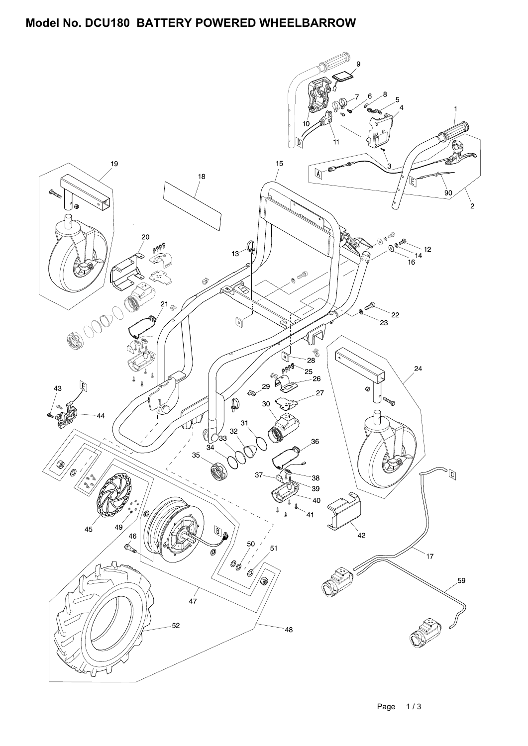# Model No. DCU180 BATTERY POWERED WHEELBARROW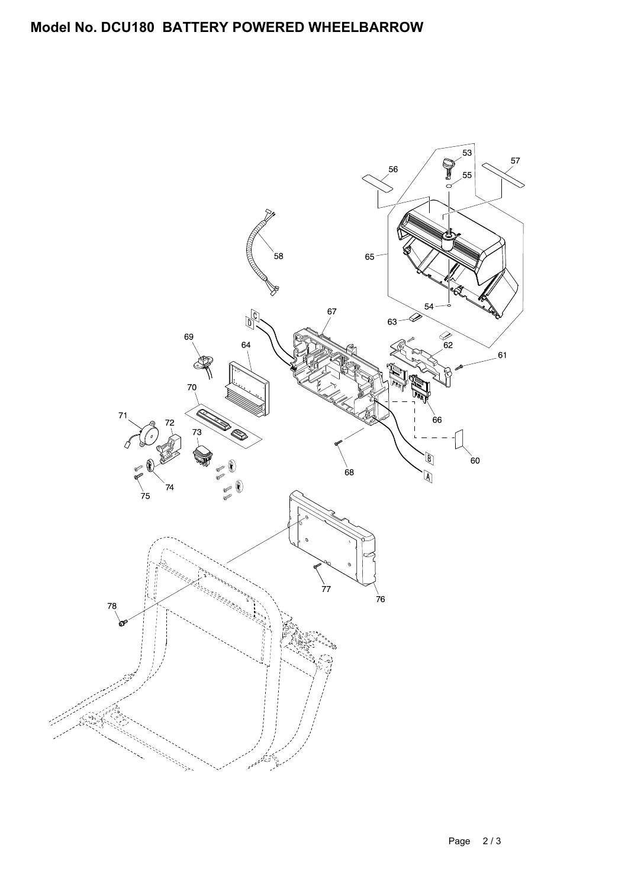# Model No. DCU180 BATTERY POWERED WHEELBARROW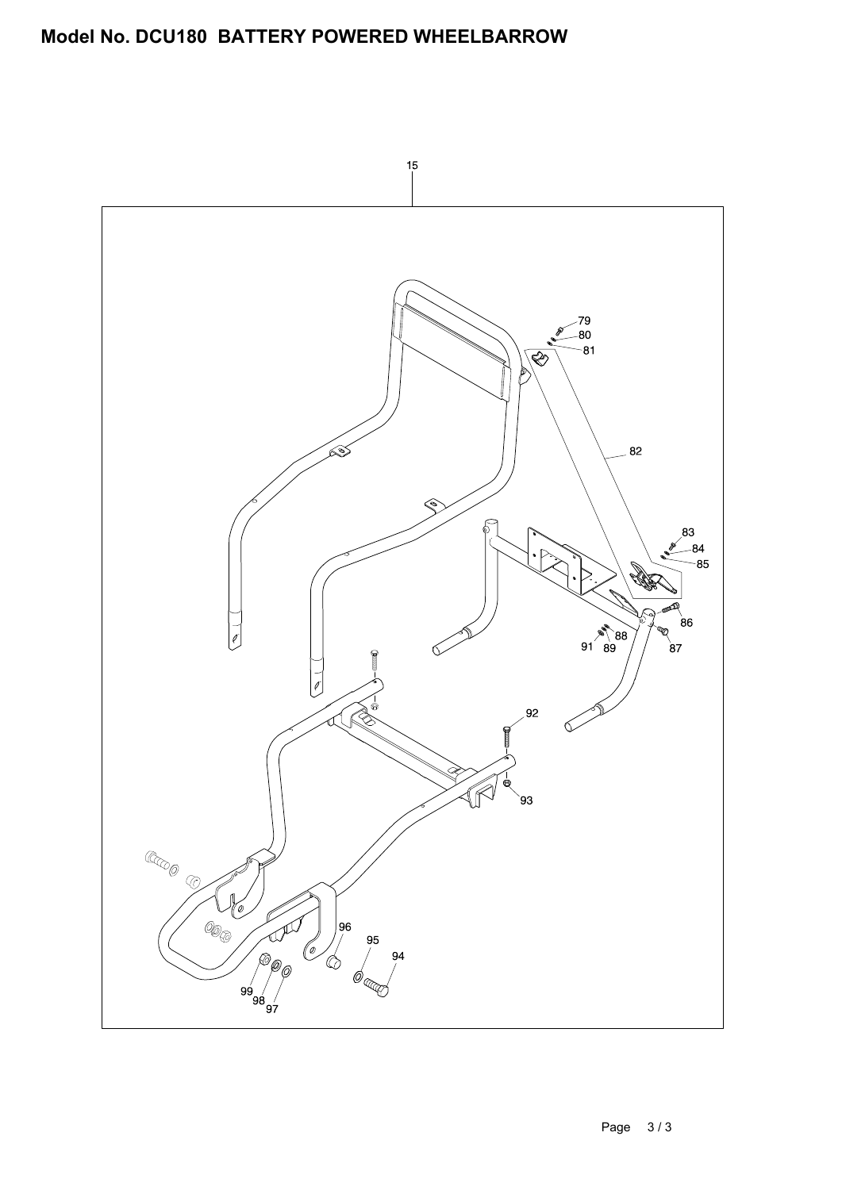# Model No. DCU180 BATTERY POWERED WHEELBARROW

15

79
80
81
82
83
84
85
86
87
88
89
91
92
93
94
95
96
97
98
99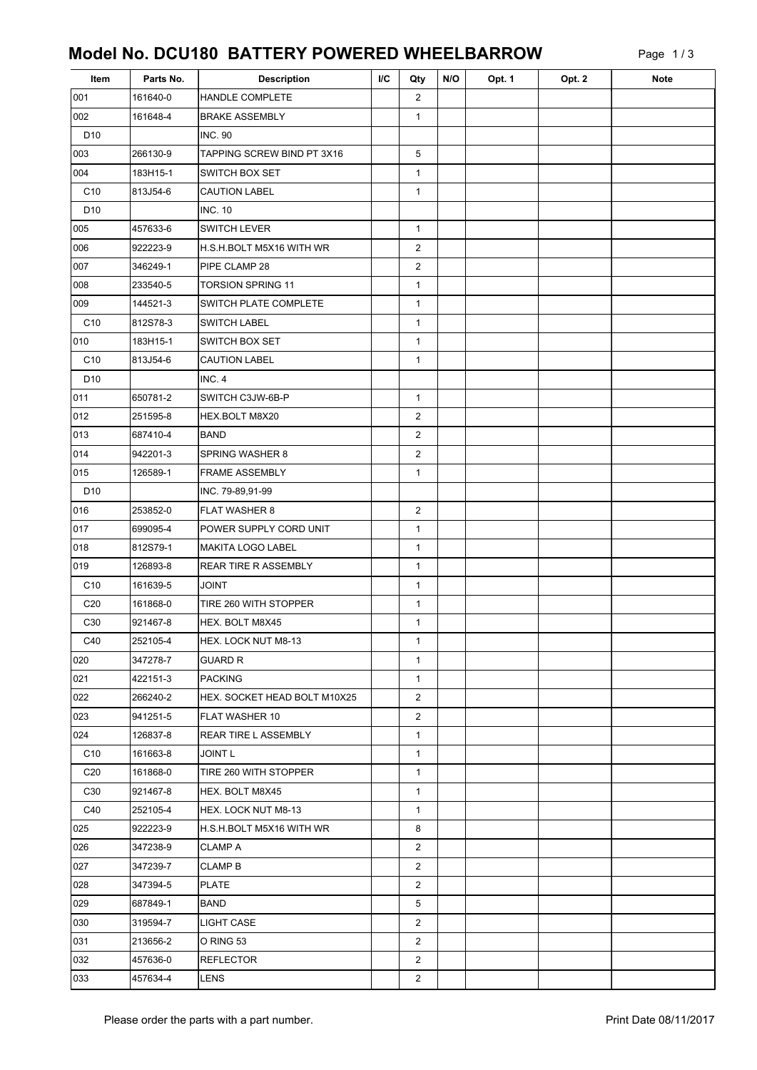# Model No. DCU180 BATTERY POWERED WHEELBARROW

| Item | Parts No. | Description | I/C | Qty | N/O | Opt. 1 | Opt. 2 | Note |
|---|---|---|---|---|---|---|---|---|
| 001 | 161640-0 | HANDLE COMPLETE | | 2 | | | | |
| 002 | 161648-4 | BRAKE ASSEMBLY | | 1 | | | | |
| D10 | | INC. 90 | | | | | | |
| 003 | 266130-9 | TAPPING SCREW BIND PT 3X16 | | 5 | | | | |
| 004 | 183H15-1 | SWITCH BOX SET | | 1 | | | | |
| C10 | 813J54-6 | CAUTION LABEL | | 1 | | | | |
| D10 | | INC. 10 | | | | | | |
| 005 | 457633-6 | SWITCH LEVER | | 1 | | | | |
| 006 | 922223-9 | H.S.H.BOLT M5X16 WITH WR | | 2 | | | | |
| 007 | 346249-1 | PIPE CLAMP 28 | | 2 | | | | |
| 008 | 233540-5 | TORSION SPRING 11 | | 1 | | | | |
| 009 | 144521-3 | SWITCH PLATE COMPLETE | | 1 | | | | |
| C10 | 812S78-3 | SWITCH LABEL | | 1 | | | | |
| 010 | 183H15-1 | SWITCH BOX SET | | 1 | | | | |
| C10 | 813J54-6 | CAUTION LABEL | | 1 | | | | |
| D10 | | INC. 4 | | | | | | |
| 011 | 650781-2 | SWITCH C3JW-6B-P | | 1 | | | | |
| 012 | 251595-8 | HEX.BOLT M8X20 | | 2 | | | | |
| 013 | 687410-4 | BAND | | 2 | | | | |
| 014 | 942201-3 | SPRING WASHER 8 | | 2 | | | | |
| 015 | 126589-1 | FRAME ASSEMBLY | | 1 | | | | |
| D10 | | INC. 79-89,91-99 | | | | | | |
| 016 | 253852-0 | FLAT WASHER 8 | | 2 | | | | |
| 017 | 699095-4 | POWER SUPPLY CORD UNIT | | 1 | | | | |
| 018 | 812S79-1 | MAKITA LOGO LABEL | | 1 | | | | |
| 019 | 126893-8 | REAR TIRE R ASSEMBLY | | 1 | | | | |
| C10 | 161639-5 | JOINT | | 1 | | | | |
| C20 | 161868-0 | TIRE 260 WITH STOPPER | | 1 | | | | |
| C30 | 921467-8 | HEX. BOLT M8X45 | | 1 | | | | |
| C40 | 252105-4 | HEX. LOCK NUT M8-13 | | 1 | | | | |
| 020 | 347278-7 | GUARD R | | 1 | | | | |
| 021 | 422151-3 | PACKING | | 1 | | | | |
| 022 | 266240-2 | HEX. SOCKET HEAD BOLT M10X25 | | 2 | | | | |
| 023 | 941251-5 | FLAT WASHER 10 | | 2 | | | | |
| 024 | 126837-8 | REAR TIRE L ASSEMBLY | | 1 | | | | |
| C10 | 161663-8 | JOINT L | | 1 | | | | |
| C20 | 161868-0 | TIRE 260 WITH STOPPER | | 1 | | | | |
| C30 | 921467-8 | HEX. BOLT M8X45 | | 1 | | | | |
| C40 | 252105-4 | HEX. LOCK NUT M8-13 | | 1 | | | | |
| 025 | 922223-9 | H.S.H.BOLT M5X16 WITH WR | | 8 | | | | |
| 026 | 347238-9 | CLAMP A | | 2 | | | | |
| 027 | 347239-7 | CLAMP B | | 2 | | | | |
| 028 | 347394-5 | PLATE | | 2 | | | | |
| 029 | 687849-1 | BAND | | 5 | | | | |
| 030 | 319594-7 | LIGHT CASE | | 2 | | | | |
| 031 | 213656-2 | O RING 53 | | 2 | | | | |
| 032 | 457636-0 | REFLECTOR | | 2 | | | | |
| 033 | 457634-4 | LENS | | 2 | | | | |

Please order the parts with a part number.

Print Date 08/11/2017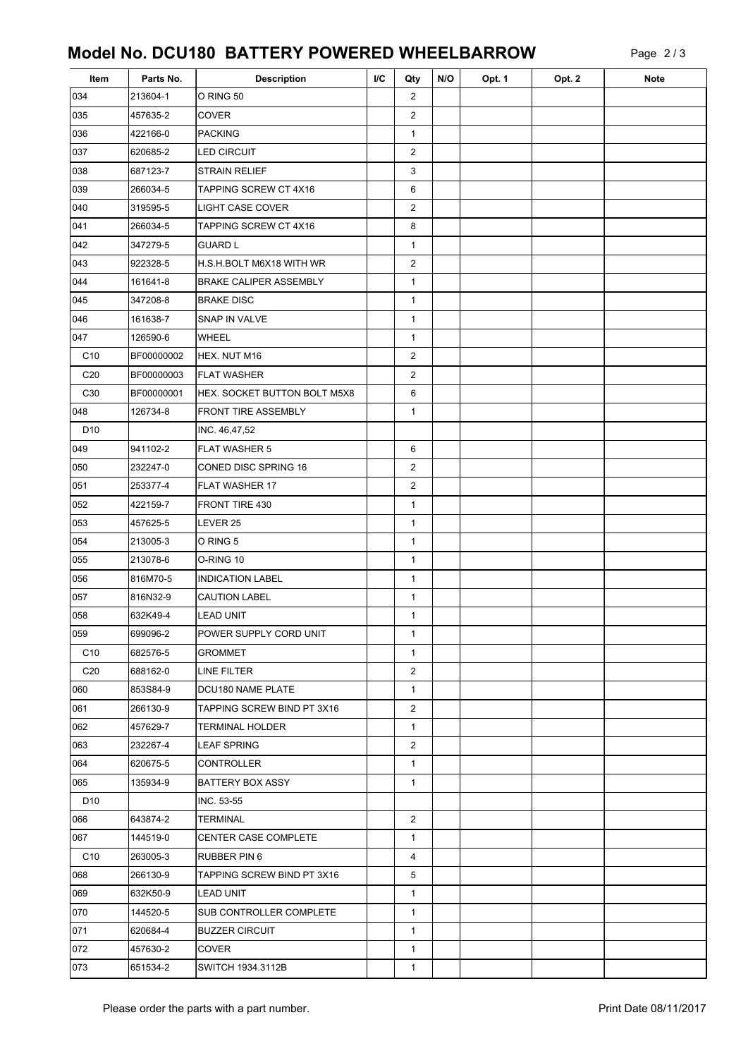# Model No. DCU180 BATTERY POWERED WHEELBARROW

| Item | Parts No. | Description | I/C | Qty | N/O | Opt. 1 | Opt. 2 | Note |
|---|---|---|---|---|---|---|---|---|
| 034 | 213604-1 | O RING 50 | | 2 | | | | |
| 035 | 457635-2 | COVER | | 2 | | | | |
| 036 | 422166-0 | PACKING | | 1 | | | | |
| 037 | 620685-2 | LED CIRCUIT | | 2 | | | | |
| 038 | 687123-7 | STRAIN RELIEF | | 3 | | | | |
| 039 | 266034-5 | TAPPING SCREW CT 4X16 | | 6 | | | | |
| 040 | 319595-5 | LIGHT CASE COVER | | 2 | | | | |
| 041 | 266034-5 | TAPPING SCREW CT 4X16 | | 8 | | | | |
| 042 | 347279-5 | GUARD L | | 1 | | | | |
| 043 | 922328-5 | H.S.H.BOLT M6X18 WITH WR | | 2 | | | | |
| 044 | 161641-8 | BRAKE CALIPER ASSEMBLY | | 1 | | | | |
| 045 | 347208-8 | BRAKE DISC | | 1 | | | | |
| 046 | 161638-7 | SNAP IN VALVE | | 1 | | | | |
| 047 | 126590-6 | WHEEL | | 1 | | | | |
| C10 | BF00000002 | HEX. NUT M16 | | 2 | | | | |
| C20 | BF00000003 | FLAT WASHER | | 2 | | | | |
| C30 | BF00000001 | HEX. SOCKET BUTTON BOLT M5X8 | | 6 | | | | |
| 048 | 126734-8 | FRONT TIRE ASSEMBLY | | 1 | | | | |
| D10 | | INC. 46,47,52 | | | | | | |
| 049 | 941102-2 | FLAT WASHER 5 | | 6 | | | | |
| 050 | 232247-0 | CONED DISC SPRING 16 | | 2 | | | | |
| 051 | 253377-4 | FLAT WASHER 17 | | 2 | | | | |
| 052 | 422159-7 | FRONT TIRE 430 | | 1 | | | | |
| 053 | 457625-5 | LEVER 25 | | 1 | | | | |
| 054 | 213005-3 | O RING 5 | | 1 | | | | |
| 055 | 213078-6 | O-RING 10 | | 1 | | | | |
| 056 | 816M70-5 | INDICATION LABEL | | 1 | | | | |
| 057 | 816N32-9 | CAUTION LABEL | | 1 | | | | |
| 058 | 632K49-4 | LEAD UNIT | | 1 | | | | |
| 059 | 699096-2 | POWER SUPPLY CORD UNIT | | 1 | | | | |
| C10 | 682576-5 | GROMMET | | 1 | | | | |
| C20 | 688162-0 | LINE FILTER | | 2 | | | | |
| 060 | 853S84-9 | DCU180 NAME PLATE | | 1 | | | | |
| 061 | 266130-9 | TAPPING SCREW BIND PT 3X16 | | 2 | | | | |
| 062 | 457629-7 | TERMINAL HOLDER | | 1 | | | | |
| 063 | 232267-4 | LEAF SPRING | | 2 | | | | |
| 064 | 620675-5 | CONTROLLER | | 1 | | | | |
| 065 | 135934-9 | BATTERY BOX ASSY | | 1 | | | | |
| D10 | | INC. 53-55 | | | | | | |
| 066 | 643874-2 | TERMINAL | | 2 | | | | |
| 067 | 144519-0 | CENTER CASE COMPLETE | | 1 | | | | |
| C10 | 263005-3 | RUBBER PIN 6 | | 4 | | | | |
| 068 | 266130-9 | TAPPING SCREW BIND PT 3X16 | | 5 | | | | |
| 069 | 632K50-9 | LEAD UNIT | | 1 | | | | |
| 070 | 144520-5 | SUB CONTROLLER COMPLETE | | 1 | | | | |
| 071 | 620684-4 | BUZZER CIRCUIT | | 1 | | | | |
| 072 | 457630-2 | COVER | | 1 | | | | |
| 073 | 651534-2 | SWITCH 1934.3112B | | 1 | | | | |

Please order the parts with a part number.

Print Date 08/11/2017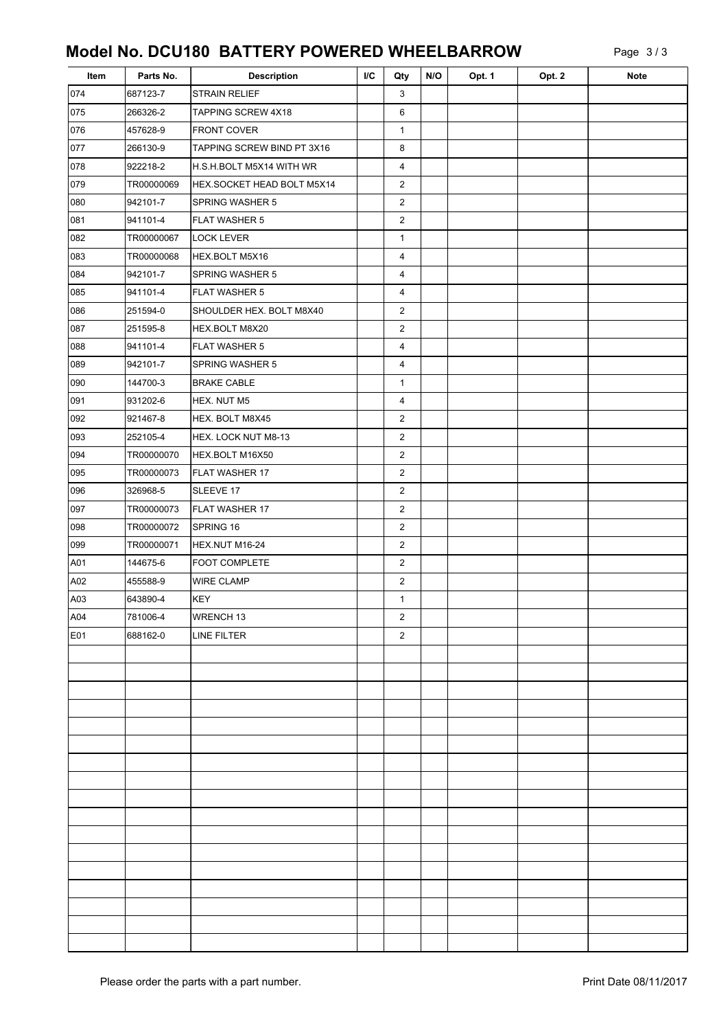# Model No. DCU180 BATTERY POWERED WHEELBARROW

| Item | Parts No. | Description | I/C | Qty | N/O | Opt. 1 | Opt. 2 | Note |
|---|---|---|---|---|---|---|---|---|
| 074 | 687123-7 | STRAIN RELIEF | | 3 | | | | |
| 075 | 266326-2 | TAPPING SCREW 4X18 | | 6 | | | | |
| 076 | 457628-9 | FRONT COVER | | 1 | | | | |
| 077 | 266130-9 | TAPPING SCREW BIND PT 3X16 | | 8 | | | | |
| 078 | 922218-2 | H.S.H.BOLT M5X14 WITH WR | | 4 | | | | |
| 079 | TR00000069 | HEX.SOCKET HEAD BOLT M5X14 | | 2 | | | | |
| 080 | 942101-7 | SPRING WASHER 5 | | 2 | | | | |
| 081 | 941101-4 | FLAT WASHER 5 | | 2 | | | | |
| 082 | TR00000067 | LOCK LEVER | | 1 | | | | |
| 083 | TR00000068 | HEX.BOLT M5X16 | | 4 | | | | |
| 084 | 942101-7 | SPRING WASHER 5 | | 4 | | | | |
| 085 | 941101-4 | FLAT WASHER 5 | | 4 | | | | |
| 086 | 251594-0 | SHOULDER HEX. BOLT M8X40 | | 2 | | | | |
| 087 | 251595-8 | HEX.BOLT M8X20 | | 2 | | | | |
| 088 | 941101-4 | FLAT WASHER 5 | | 4 | | | | |
| 089 | 942101-7 | SPRING WASHER 5 | | 4 | | | | |
| 090 | 144700-3 | BRAKE CABLE | | 1 | | | | |
| 091 | 931202-6 | HEX. NUT M5 | | 4 | | | | |
| 092 | 921467-8 | HEX. BOLT M8X45 | | 2 | | | | |
| 093 | 252105-4 | HEX. LOCK NUT M8-13 | | 2 | | | | |
| 094 | TR00000070 | HEX.BOLT M16X50 | | 2 | | | | |
| 095 | TR00000073 | FLAT WASHER 17 | | 2 | | | | |
| 096 | 326968-5 | SLEEVE 17 | | 2 | | | | |
| 097 | TR00000073 | FLAT WASHER 17 | | 2 | | | | |
| 098 | TR00000072 | SPRING 16 | | 2 | | | | |
| 099 | TR00000071 | HEX.NUT M16-24 | | 2 | | | | |
| A01 | 144675-6 | FOOT COMPLETE | | 2 | | | | |
| A02 | 455588-9 | WIRE CLAMP | | 2 | | | | |
| A03 | 643890-4 | KEY | | 1 | | | | |
| A04 | 781006-4 | WRENCH 13 | | 2 | | | | |
| E01 | 688162-0 | LINE FILTER | | 2 | | | | |

Please order the parts with a part number.

Print Date 08/11/2017